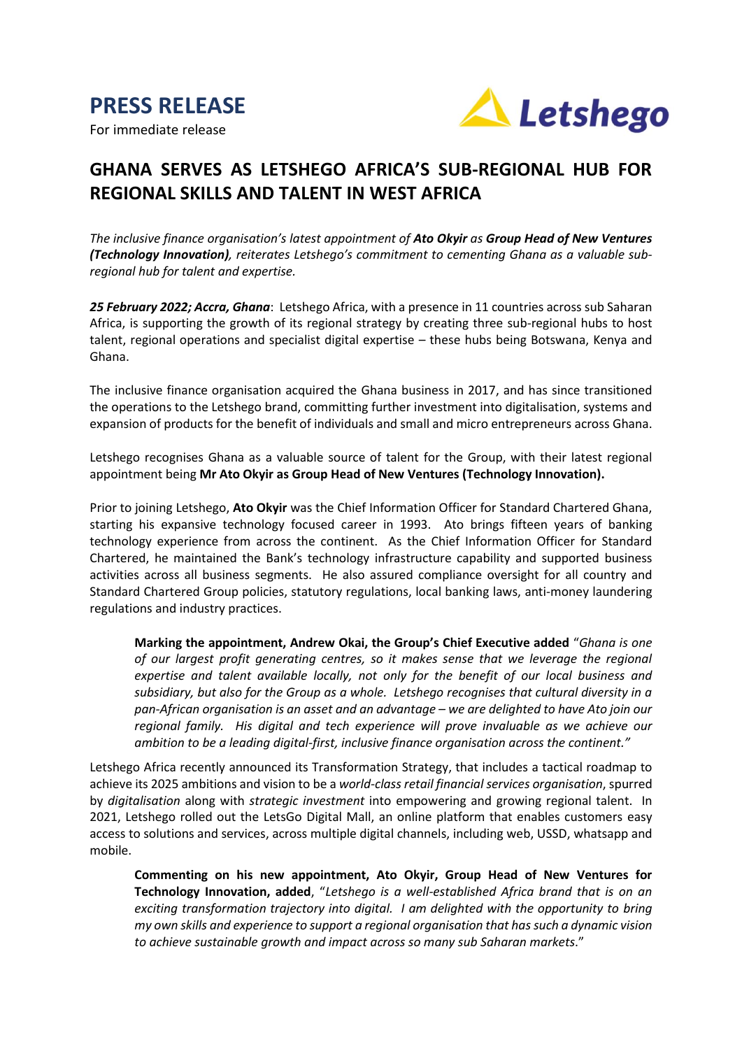# PRESS RELEASE

For immediate release

Letshego

## GHANA SERVES AS LETSHEGO AFRICA'S SUB-REGIONAL HUB FOR REGIONAL SKILLS AND TALENT IN WEST AFRICA

*The inclusive finance organisation's latest appointment of **Ato Okyir** as **Group Head of New Ventures (Technology Innovation)**, reiterates Letshego's commitment to cementing Ghana as a valuable sub-regional hub for talent and expertise.*

***25 February 2022; Accra, Ghana***: Letshego Africa, with a presence in 11 countries across sub Saharan Africa, is supporting the growth of its regional strategy by creating three sub-regional hubs to host talent, regional operations and specialist digital expertise – these hubs being Botswana, Kenya and Ghana.

The inclusive finance organisation acquired the Ghana business in 2017, and has since transitioned the operations to the Letshego brand, committing further investment into digitalisation, systems and expansion of products for the benefit of individuals and small and micro entrepreneurs across Ghana.

Letshego recognises Ghana as a valuable source of talent for the Group, with their latest regional appointment being **Mr Ato Okyir as Group Head of New Ventures (Technology Innovation).**

Prior to joining Letshego, **Ato Okyir** was the Chief Information Officer for Standard Chartered Ghana, starting his expansive technology focused career in 1993. Ato brings fifteen years of banking technology experience from across the continent. As the Chief Information Officer for Standard Chartered, he maintained the Bank's technology infrastructure capability and supported business activities across all business segments. He also assured compliance oversight for all country and Standard Chartered Group policies, statutory regulations, local banking laws, anti-money laundering regulations and industry practices.

> **Marking the appointment, Andrew Okai, the Group's Chief Executive added** "*Ghana is one of our largest profit generating centres, so it makes sense that we leverage the regional expertise and talent available locally, not only for the benefit of our local business and subsidiary, but also for the Group as a whole. Letshego recognises that cultural diversity in a pan-African organisation is an asset and an advantage – we are delighted to have Ato join our regional family. His digital and tech experience will prove invaluable as we achieve our ambition to be a leading digital-first, inclusive finance organisation across the continent."*

Letshego Africa recently announced its Transformation Strategy, that includes a tactical roadmap to achieve its 2025 ambitions and vision to be a *world-class retail financial services organisation*, spurred by *digitalisation* along with *strategic investment* into empowering and growing regional talent. In 2021, Letshego rolled out the LetsGo Digital Mall, an online platform that enables customers easy access to solutions and services, across multiple digital channels, including web, USSD, whatsapp and mobile.

> **Commenting on his new appointment, Ato Okyir, Group Head of New Ventures for Technology Innovation, added**, "*Letshego is a well-established Africa brand that is on an exciting transformation trajectory into digital. I am delighted with the opportunity to bring my own skills and experience to support a regional organisation that has such a dynamic vision to achieve sustainable growth and impact across so many sub Saharan markets*."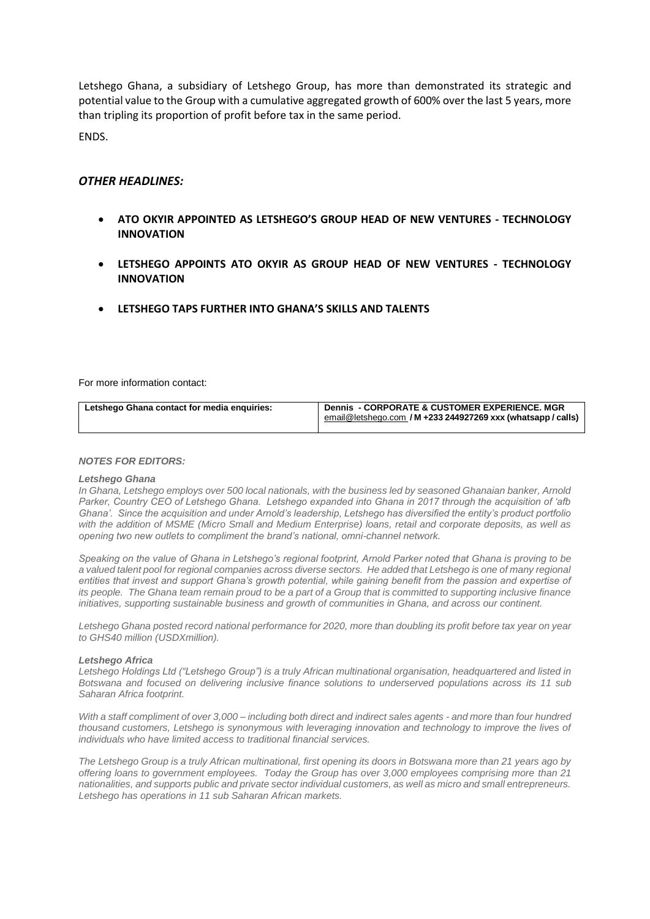Letshego Ghana, a subsidiary of Letshego Group, has more than demonstrated its strategic and potential value to the Group with a cumulative aggregated growth of 600% over the last 5 years, more than tripling its proportion of profit before tax in the same period.

ENDS.

### *OTHER HEADLINES:*

- **ATO OKYIR APPOINTED AS LETSHEGO'S GROUP HEAD OF NEW VENTURES - TECHNOLOGY INNOVATION**
- **LETSHEGO APPOINTS ATO OKYIR AS GROUP HEAD OF NEW VENTURES - TECHNOLOGY INNOVATION**
- **LETSHEGO TAPS FURTHER INTO GHANA'S SKILLS AND TALENTS**

For more information contact:

| **Letshego Ghana contact for media enquiries:** | **Dennis - CORPORATE & CUSTOMER EXPERIENCE. MGR** email@letshego.com **/ M +233 244927269 xxx (whatsapp / calls)** |
|---|---|

***NOTES FOR EDITORS:***

***Letshego Ghana***

*In Ghana, Letshego employs over 500 local nationals, with the business led by seasoned Ghanaian banker, Arnold Parker, Country CEO of Letshego Ghana. Letshego expanded into Ghana in 2017 through the acquisition of 'afb Ghana'. Since the acquisition and under Arnold's leadership, Letshego has diversified the entity's product portfolio with the addition of MSME (Micro Small and Medium Enterprise) loans, retail and corporate deposits, as well as opening two new outlets to compliment the brand's national, omni-channel network.*

*Speaking on the value of Ghana in Letshego's regional footprint, Arnold Parker noted that Ghana is proving to be a valued talent pool for regional companies across diverse sectors. He added that Letshego is one of many regional entities that invest and support Ghana's growth potential, while gaining benefit from the passion and expertise of its people. The Ghana team remain proud to be a part of a Group that is committed to supporting inclusive finance initiatives, supporting sustainable business and growth of communities in Ghana, and across our continent.*

*Letshego Ghana posted record national performance for 2020, more than doubling its profit before tax year on year to GHS40 million (USDXmillion).*

***Letshego Africa***

*Letshego Holdings Ltd ("Letshego Group") is a truly African multinational organisation, headquartered and listed in Botswana and focused on delivering inclusive finance solutions to underserved populations across its 11 sub Saharan Africa footprint.*

*With a staff compliment of over 3,000 – including both direct and indirect sales agents - and more than four hundred thousand customers, Letshego is synonymous with leveraging innovation and technology to improve the lives of individuals who have limited access to traditional financial services.*

*The Letshego Group is a truly African multinational, first opening its doors in Botswana more than 21 years ago by offering loans to government employees. Today the Group has over 3,000 employees comprising more than 21 nationalities, and supports public and private sector individual customers, as well as micro and small entrepreneurs. Letshego has operations in 11 sub Saharan African markets.*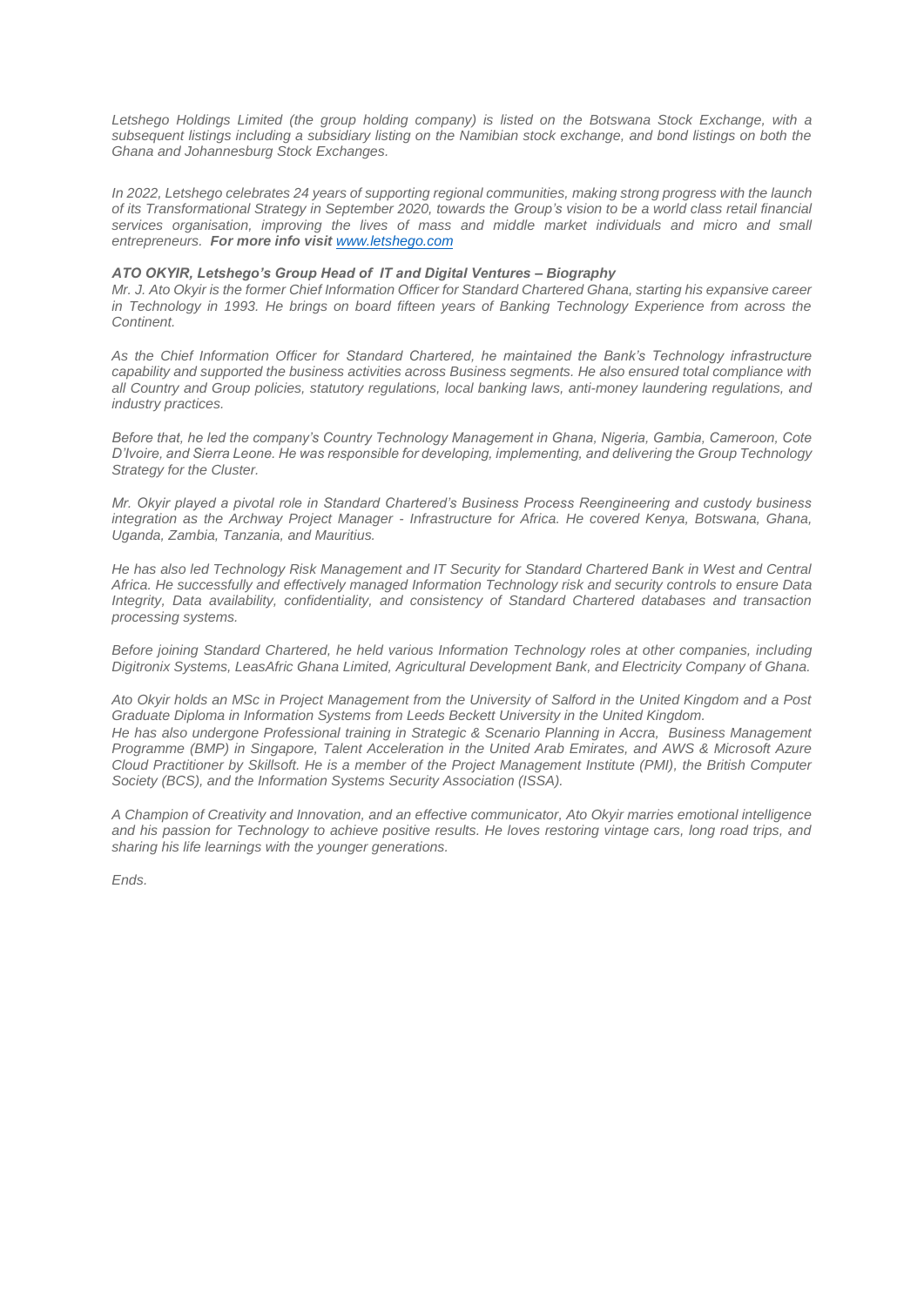*Letshego Holdings Limited (the group holding company) is listed on the Botswana Stock Exchange, with a subsequent listings including a subsidiary listing on the Namibian stock exchange, and bond listings on both the Ghana and Johannesburg Stock Exchanges.*

*In 2022, Letshego celebrates 24 years of supporting regional communities, making strong progress with the launch of its Transformational Strategy in September 2020, towards the Group's vision to be a world class retail financial services organisation, improving the lives of mass and middle market individuals and micro and small entrepreneurs.* ***For more info visit [www.letshego.com](http://www.letshego.com)***

***ATO OKYIR, Letshego's Group Head of IT and Digital Ventures – Biography***

*Mr. J. Ato Okyir is the former Chief Information Officer for Standard Chartered Ghana, starting his expansive career in Technology in 1993. He brings on board fifteen years of Banking Technology Experience from across the Continent.*

*As the Chief Information Officer for Standard Chartered, he maintained the Bank's Technology infrastructure capability and supported the business activities across Business segments. He also ensured total compliance with all Country and Group policies, statutory regulations, local banking laws, anti-money laundering regulations, and industry practices.*

*Before that, he led the company's Country Technology Management in Ghana, Nigeria, Gambia, Cameroon, Cote D'Ivoire, and Sierra Leone. He was responsible for developing, implementing, and delivering the Group Technology Strategy for the Cluster.*

*Mr. Okyir played a pivotal role in Standard Chartered's Business Process Reengineering and custody business integration as the Archway Project Manager - Infrastructure for Africa. He covered Kenya, Botswana, Ghana, Uganda, Zambia, Tanzania, and Mauritius.*

*He has also led Technology Risk Management and IT Security for Standard Chartered Bank in West and Central Africa. He successfully and effectively managed Information Technology risk and security controls to ensure Data Integrity, Data availability, confidentiality, and consistency of Standard Chartered databases and transaction processing systems.*

*Before joining Standard Chartered, he held various Information Technology roles at other companies, including Digitronix Systems, LeasAfric Ghana Limited, Agricultural Development Bank, and Electricity Company of Ghana.*

*Ato Okyir holds an MSc in Project Management from the University of Salford in the United Kingdom and a Post Graduate Diploma in Information Systems from Leeds Beckett University in the United Kingdom.*
*He has also undergone Professional training in Strategic & Scenario Planning in Accra, Business Management Programme (BMP) in Singapore, Talent Acceleration in the United Arab Emirates, and AWS & Microsoft Azure Cloud Practitioner by Skillsoft. He is a member of the Project Management Institute (PMI), the British Computer Society (BCS), and the Information Systems Security Association (ISSA).*

*A Champion of Creativity and Innovation, and an effective communicator, Ato Okyir marries emotional intelligence and his passion for Technology to achieve positive results. He loves restoring vintage cars, long road trips, and sharing his life learnings with the younger generations.*

*Ends.*